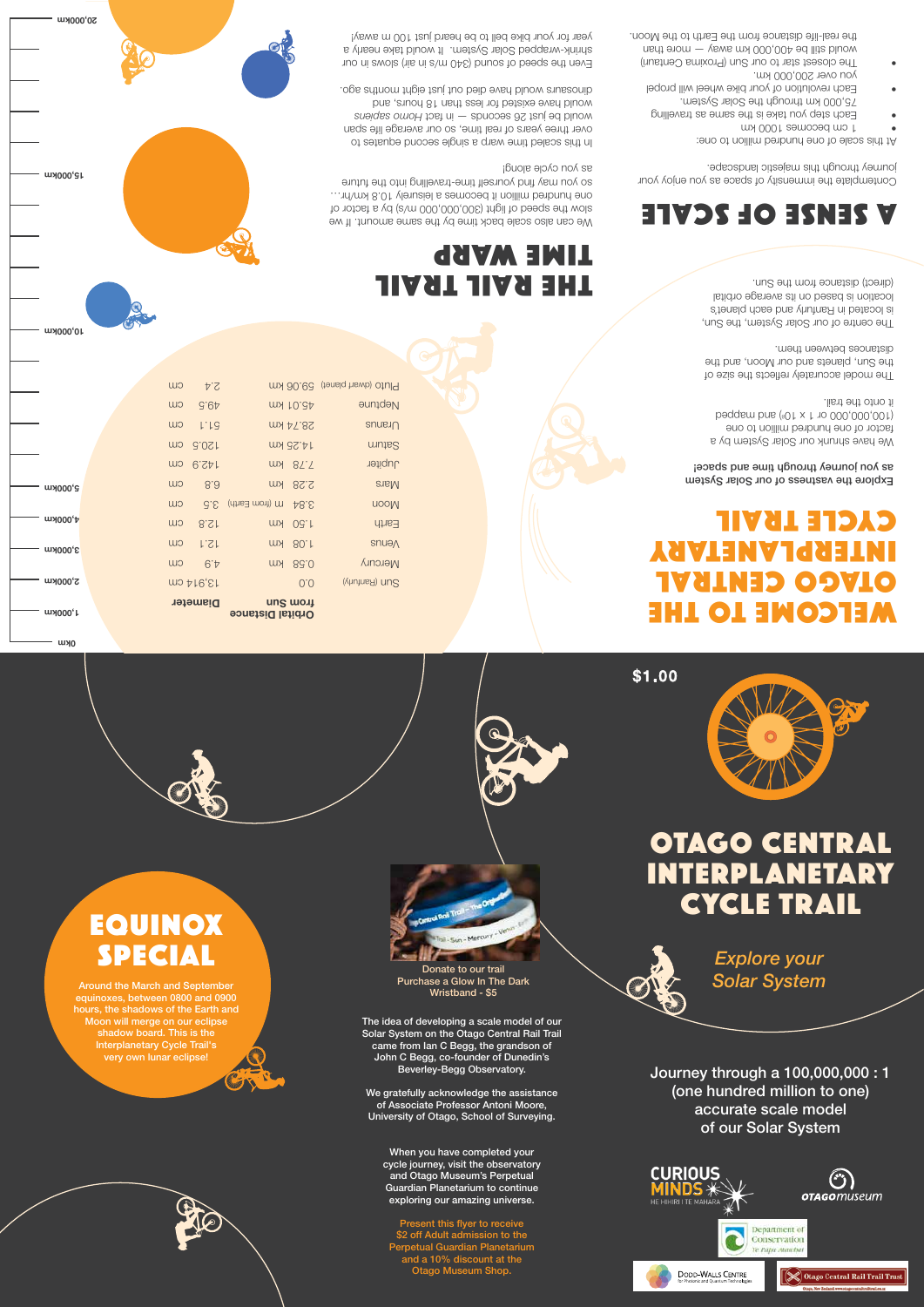# WELCOME TO THE OTAGO CENTRAL INTERPLANETARY CYCLE TRAIL

Explore the vastness of our Solar System as you journey through time and space!

We have shrunk our Solar System by a factor of one hundred million to one (100,000,000 or $1 \times 10^8$) and mapped it onto the trail.

The model accurately reflects the size of the Sun, planets and our Moon, and the distances between them.

The centre of our Solar System, the Sun, is located in Ranfurly and each planet's location is based on its average orbital (direct) distance from the Sun.

| | Orbital Distance from Sun | Diameter |
|---|---|---|
| Sun (Ranfurly) | 0.0 | 13.914 cm |
| Mercury | 0.58 km | 4.9 cm |
| Venus | 1.08 km | 12.1 cm |
| Earth | 1.50 km | 12.8 cm |
| Moon | 3.84 m (from Earth) | 3.5 cm |
| Mars | 2.28 km | 6.8 cm |
| Jupiter | 7.78 km | 142.9 cm |
| Saturn | 14.25 km | 120.5 cm |
| Uranus | 28.74 km | 51.1 cm |
| Neptune | 45.01 km | 49.5 cm |
| Pluto (dwarf planet) | 59.06 km | 2.4 cm |

# A SENSE OF SCALE

Contemplate the immensity of space as you enjoy your journey through this majestic landscape.

At this scale of one hundred million to one:

- 1 cm becomes 1000 km
- Each step you take is the same as travelling 75,000 km through the Solar System.
- Each revolution of your bike wheel will propel you over 200,000 km.
- The closest star to our Sun (Proxima Centauri) would still be 400,000 km away — more than the real-life distance from the Earth to the Moon.

# THE RAIL TRAIL TIME WARP

We can also scale back time by the same amount. If we slow the speed of light (300,000,000 m/s) by a factor of one hundred million it becomes a leisurely 10.8 km/hr… so you may find yourself time-travelling into the future as you cycle along!

In this scaled time warp a single second equates to over three years of real time, so our average life span would be just 26 seconds — in fact *Homo sapiens* would have existed for less than 18 hours, and dinosaurs would have died out just eight months ago.

Even the speed of sound (340 m/s in air) slows in our shrink-wrapped Solar System. It would take nearly a year for your bike bell to be heard just 100 m away!

0km
1,000km
2,000km
3,000km
4,000km
5,000km
10,000km
15,000km
20,000km

$1.00

# OTAGO CENTRAL INTERPLANETARY CYCLE TRAIL

*Explore your Solar System*

Journey through a 100,000,000 : 1 (one hundred million to one) accurate scale model of our Solar System

CURIOUS MINDS — HE HIHIRI I TE MAHARA
OTAGO museum
Department of Conservation — Te Papa Atawhai
DODD-WALLS CENTRE for Photonic and Quantum Technologies
Otago Central Rail Trail Trust

# EQUINOX SPECIAL

Around the March and September equinoxes, between 0800 and 0900 hours, the shadows of the Earth and Moon will merge on our eclipse shadow board. This is the Interplanetary Cycle Trail's very own lunar eclipse!

Donate to our trail
Purchase a Glow In The Dark Wristband - $5

The idea of developing a scale model of our Solar System on the Otago Central Rail Trail came from Ian C Begg, the grandson of John C Begg, co-founder of Dunedin's Beverley-Begg Observatory.

We gratefully acknowledge the assistance of Associate Professor Antoni Moore, University of Otago, School of Surveying.

When you have completed your cycle journey, visit the observatory and Otago Museum's Perpetual Guardian Planetarium to continue exploring our amazing universe.

Present this flyer to receive $2 off Adult admission to the Perpetual Guardian Planetarium and a 10% discount at the Otago Museum Shop.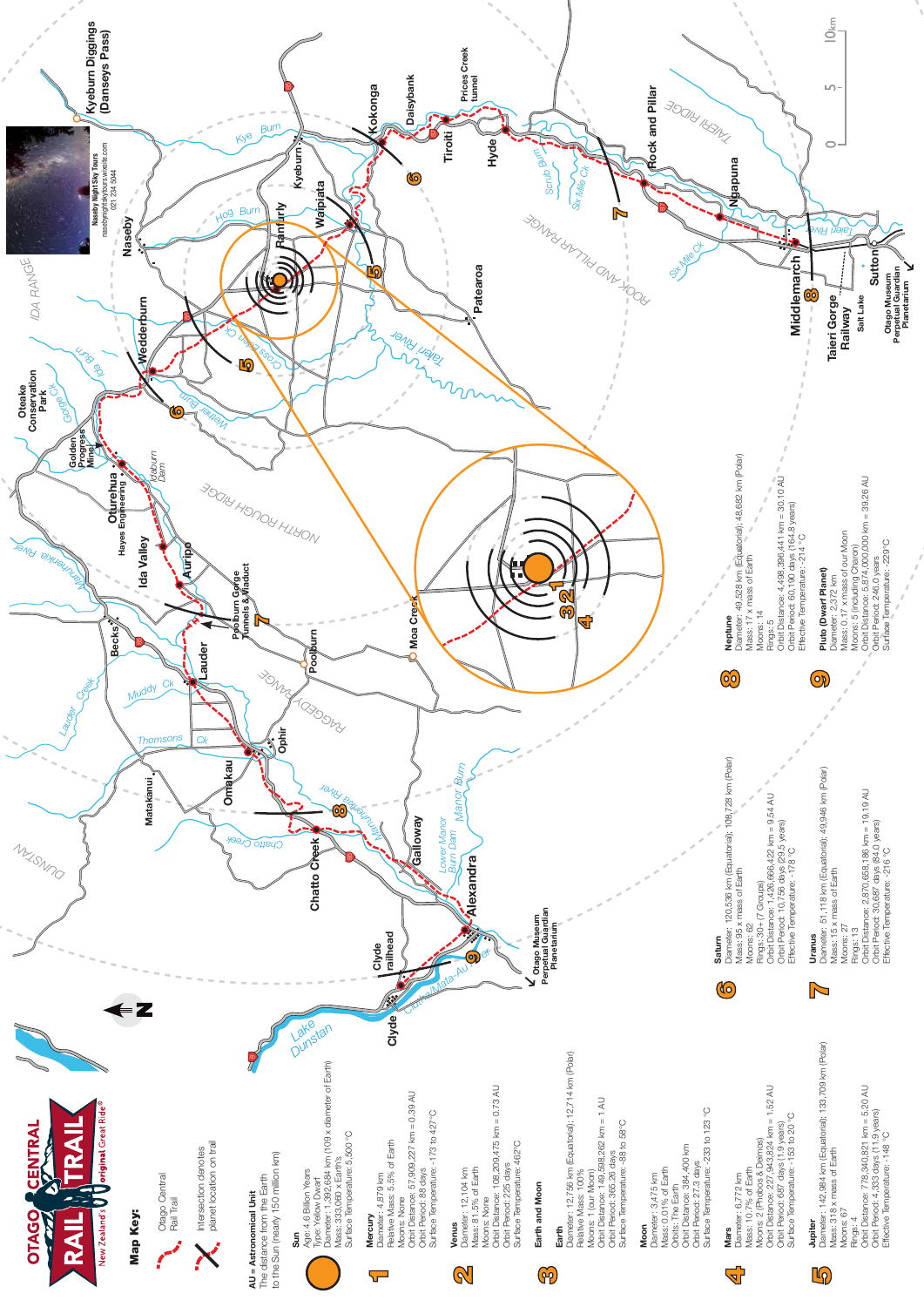# OTAGO CENTRAL RAIL TRAIL

New Zealand's original Great Ride

## Map Key:

- Otago Central Rail Trail
- Intersection denotes planet location on trail

**AU = Astronomical Unit**
The distance from the Earth to the Sun (nearly 150 million km)

**Sun**
Age: 4.6 Billion Years
Type: Yellow Dwarf
Diameter: 1,392,684 km (109 x diameter of Earth)
Mass: 333,060 x Earth's
Surface Temperature: 5,500 °C

**1 Mercury**
Diameter: 4,879 km
Relative Mass: 5.5% of Earth
Moons: None
Orbit Distance: 57,909,227 km = 0.39 AU
Orbit Period: 88 days
Surface Temperature: -173 to 427°C

**2 Venus**
Diameter: 12,104 km
Mass: 81.5% of Earth
Moons: None
Orbit Distance: 108,209,475 km = 0.73 AU
Orbit Period: 225 days
Surface Temperature: 462°C

**3 Earth and Moon**

**Earth**
Diameter: 12,756 km (Equatorial); 12,714 km (Polar)
Relative Mass: 100%
Moons: 1 (our Moon)
Orbit Distance: 149,598,262 km = 1 AU
Orbit Period: 365.26 days
Surface Temperature: -88 to 58°C

**Moon**
Diameter: 3,475 km
Mass: 0.01% of Earth
Orbits: The Earth
Orbit Distance: 384,400 km
Orbit Period: 27.3 days
Surface Temperature: -233 to 123 °C

**4 Mars**
Diameter: 6,772 km
Mass: 10.7% of Earth
Moons: 2 (Phobos & Deimos)
Orbit Distance: 227,943,824 km = 1.52 AU
Orbit Period: 687 days (1.9 years)
Surface Temperature: -153 to 20 °C

**5 Jupiter**
Diameter: 142,984 km (Equatorial); 133,709 km (Polar)
Mass: 318 x mass of Earth
Moons: 67
Rings: 4
Orbit Distance: 778,340,821 km = 5.20 AU
Orbit Period: 4,333 days (11.9 years)
Effective Temperature: -148 °C

**6 Saturn**
Diameter: 120,536 km (Equatorial); 108,728 km (Polar)
Mass: 95 x mass of Earth
Moons: 62
Rings: 30+ (7 Groups)
Orbit Distance: 1,426,666,422 km = 9.54 AU
Orbit Period: 10,756 days (29.5 years)
Effective Temperature: -178 °C

**7 Uranus**
Diameter: 51,118 km (Equatorial); 49,946 km (Polar)
Mass: 15 x mass of Earth
Moons: 27
Rings: 13
Orbit Distance: 2,870,658,186 km = 19.19 AU
Orbit Period: 30,687 days (84.0 years)
Effective Temperature: -216 °C

**8 Neptune**
Diameter: 49,528 km (Equatorial); 48,682 km (Polar)
Mass: 17 x mass of Earth
Moons: 14
Rings: 5
Orbit Distance: 4,498,396,441 km = 30.10 AU
Orbit Period: 60,190 days (164.8 years)
Effective Temperature: -214 °C

**9 Pluto (Dwarf Planet)**
Diameter: 2,372 km
Mass: 0.17 x mass of our Moon
Moons: 5 (including Charon)
Orbit Distance: 5,874,000,000 km = 39.26 AU
Orbit Period: 246.0 years
Surface Temperature: -229°C

Naseby Night Sky Tours
nasebynightskytours.weebly.com
021 234 5044

Clyde, Clyde railhead, Lake Dunstan, Otago Museum Perpetual Guardian Planetarium, Alexandra, Galloway, Lower Manor Burn Dam, Manor Burn, Chatto Creek, Omakau, Ophir, Matakanui, Lauder, Becks, Poolburn, Poolburn Gorge Tunnels & Viaduct, Auripo, Ida Valley, Oturehua, Hayes Engineering, Idaburn Dam, Golden Progress Mine, Oteake Conservation Park, Wedderburn, Ranfurly, Patearoa, Moa Creek, Naseby, Waipiata, Kyeburn, Kokonga, Daisybank, Tiroiti, Prices Creek tunnel, Hyde, Rock and Pillar, Ngapuna, Middlemarch, Taieri Gorge Railway, Salt Lake, Sutton, Otago Museum Perpetual Guardian Planetarium, Kyeburn Diggings (Danseys Pass)

DUNSTAN, RAGGEDY RANGE, NORTH ROUGH RIDGE, IDA RANGE, ROCK AND PILLAR RANGE, TAIERI RIDGE

Manuherikia River, Thomsons Ck, Muddy Ck, Lauder Creek, Chatto Creek, Taieri River, Hog Burn, Kye Burn, Ida Burn, Gorge Ck, Wether Burn, Cross Creek, Scrub Burn, Six Mile Ck, Clutha/Mata-Au

0 5 10km